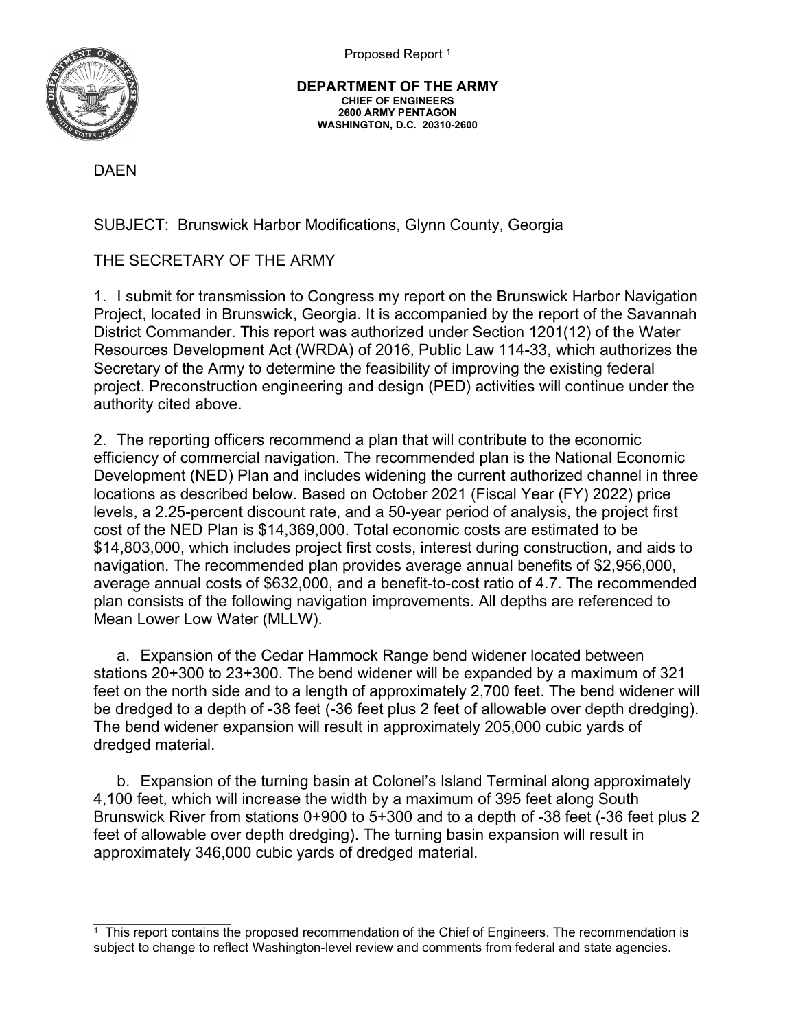Proposed Report [1]

**DEPARTMENT OF THE ARMY**
**CHIEF OF ENGINEERS**
**2600 ARMY PENTAGON**
**WASHINGTON, D.C. 20310-2600**

DAEN

SUBJECT: Brunswick Harbor Modifications, Glynn County, Georgia

THE SECRETARY OF THE ARMY

1. I submit for transmission to Congress my report on the Brunswick Harbor Navigation Project, located in Brunswick, Georgia. It is accompanied by the report of the Savannah District Commander. This report was authorized under Section 1201(12) of the Water Resources Development Act (WRDA) of 2016, Public Law 114-33, which authorizes the Secretary of the Army to determine the feasibility of improving the existing federal project. Preconstruction engineering and design (PED) activities will continue under the authority cited above.

2. The reporting officers recommend a plan that will contribute to the economic efficiency of commercial navigation. The recommended plan is the National Economic Development (NED) Plan and includes widening the current authorized channel in three locations as described below. Based on October 2021 (Fiscal Year (FY) 2022) price levels, a 2.25-percent discount rate, and a 50-year period of analysis, the project first cost of the NED Plan is $14,369,000. Total economic costs are estimated to be $14,803,000, which includes project first costs, interest during construction, and aids to navigation. The recommended plan provides average annual benefits of $2,956,000, average annual costs of $632,000, and a benefit-to-cost ratio of 4.7. The recommended plan consists of the following navigation improvements. All depths are referenced to Mean Lower Low Water (MLLW).

   a. Expansion of the Cedar Hammock Range bend widener located between stations 20+300 to 23+300. The bend widener will be expanded by a maximum of 321 feet on the north side and to a length of approximately 2,700 feet. The bend widener will be dredged to a depth of -38 feet (-36 feet plus 2 feet of allowable over depth dredging). The bend widener expansion will result in approximately 205,000 cubic yards of dredged material.

   b. Expansion of the turning basin at Colonel's Island Terminal along approximately 4,100 feet, which will increase the width by a maximum of 395 feet along South Brunswick River from stations 0+900 to 5+300 and to a depth of -38 feet (-36 feet plus 2 feet of allowable over depth dredging). The turning basin expansion will result in approximately 346,000 cubic yards of dredged material.

---

[1] This report contains the proposed recommendation of the Chief of Engineers. The recommendation is subject to change to reflect Washington-level review and comments from federal and state agencies.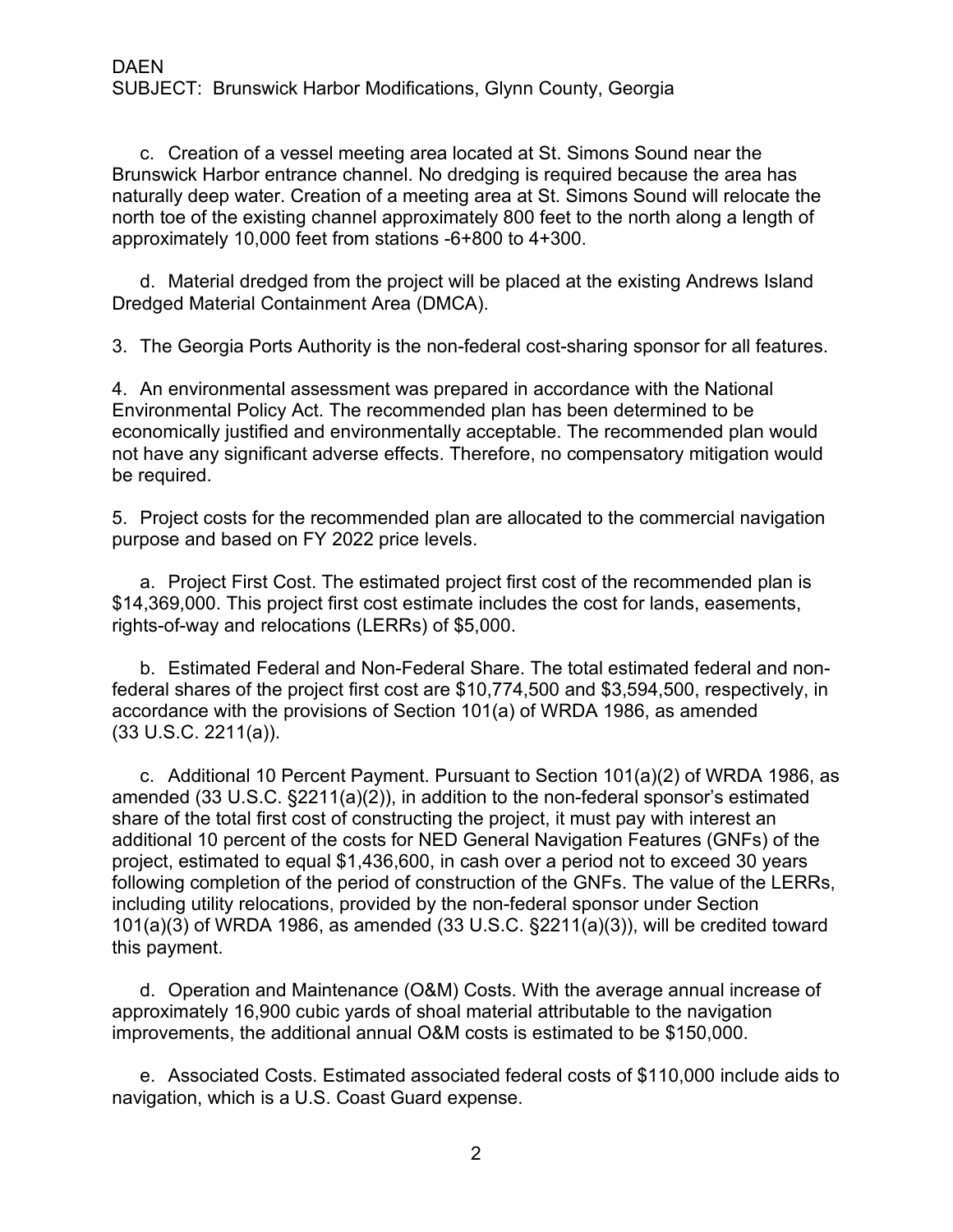c. Creation of a vessel meeting area located at St. Simons Sound near the Brunswick Harbor entrance channel. No dredging is required because the area has naturally deep water. Creation of a meeting area at St. Simons Sound will relocate the north toe of the existing channel approximately 800 feet to the north along a length of approximately 10,000 feet from stations -6+800 to 4+300.

d. Material dredged from the project will be placed at the existing Andrews Island Dredged Material Containment Area (DMCA).

3. The Georgia Ports Authority is the non-federal cost-sharing sponsor for all features.

4. An environmental assessment was prepared in accordance with the National Environmental Policy Act. The recommended plan has been determined to be economically justified and environmentally acceptable. The recommended plan would not have any significant adverse effects. Therefore, no compensatory mitigation would be required.

5. Project costs for the recommended plan are allocated to the commercial navigation purpose and based on FY 2022 price levels.

a. Project First Cost. The estimated project first cost of the recommended plan is $14,369,000. This project first cost estimate includes the cost for lands, easements, rights-of-way and relocations (LERRs) of $5,000.

b. Estimated Federal and Non-Federal Share. The total estimated federal and non-federal shares of the project first cost are $10,774,500 and $3,594,500, respectively, in accordance with the provisions of Section 101(a) of WRDA 1986, as amended (33 U.S.C. 2211(a)).

c. Additional 10 Percent Payment. Pursuant to Section 101(a)(2) of WRDA 1986, as amended (33 U.S.C. §2211(a)(2)), in addition to the non-federal sponsor's estimated share of the total first cost of constructing the project, it must pay with interest an additional 10 percent of the costs for NED General Navigation Features (GNFs) of the project, estimated to equal $1,436,600, in cash over a period not to exceed 30 years following completion of the period of construction of the GNFs. The value of the LERRs, including utility relocations, provided by the non-federal sponsor under Section 101(a)(3) of WRDA 1986, as amended (33 U.S.C. §2211(a)(3)), will be credited toward this payment.

d. Operation and Maintenance (O&M) Costs. With the average annual increase of approximately 16,900 cubic yards of shoal material attributable to the navigation improvements, the additional annual O&M costs is estimated to be $150,000.

e. Associated Costs. Estimated associated federal costs of $110,000 include aids to navigation, which is a U.S. Coast Guard expense.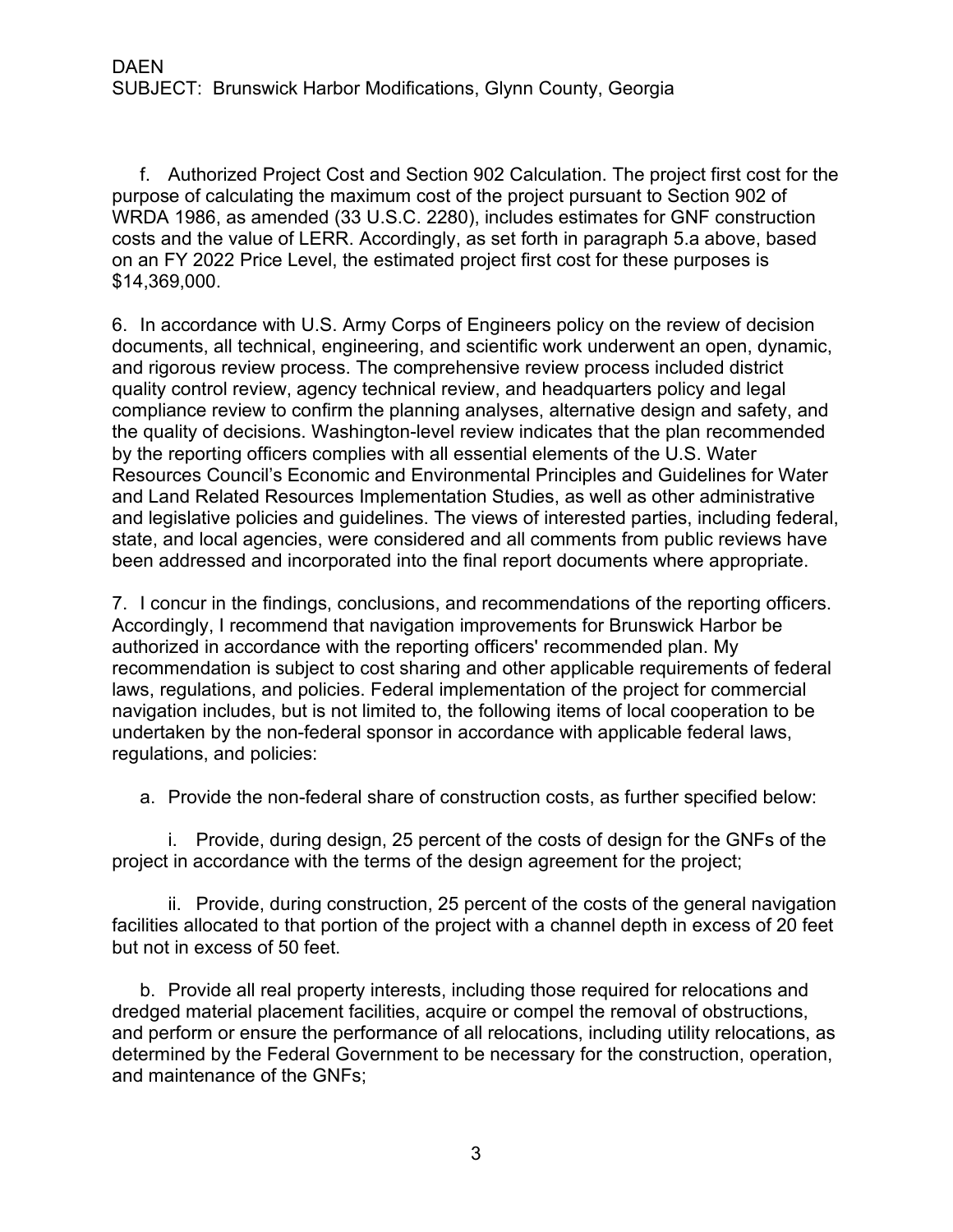f. Authorized Project Cost and Section 902 Calculation. The project first cost for the purpose of calculating the maximum cost of the project pursuant to Section 902 of WRDA 1986, as amended (33 U.S.C. 2280), includes estimates for GNF construction costs and the value of LERR. Accordingly, as set forth in paragraph 5.a above, based on an FY 2022 Price Level, the estimated project first cost for these purposes is $14,369,000.

6. In accordance with U.S. Army Corps of Engineers policy on the review of decision documents, all technical, engineering, and scientific work underwent an open, dynamic, and rigorous review process. The comprehensive review process included district quality control review, agency technical review, and headquarters policy and legal compliance review to confirm the planning analyses, alternative design and safety, and the quality of decisions. Washington-level review indicates that the plan recommended by the reporting officers complies with all essential elements of the U.S. Water Resources Council's Economic and Environmental Principles and Guidelines for Water and Land Related Resources Implementation Studies, as well as other administrative and legislative policies and guidelines. The views of interested parties, including federal, state, and local agencies, were considered and all comments from public reviews have been addressed and incorporated into the final report documents where appropriate.

7. I concur in the findings, conclusions, and recommendations of the reporting officers. Accordingly, I recommend that navigation improvements for Brunswick Harbor be authorized in accordance with the reporting officers' recommended plan. My recommendation is subject to cost sharing and other applicable requirements of federal laws, regulations, and policies. Federal implementation of the project for commercial navigation includes, but is not limited to, the following items of local cooperation to be undertaken by the non-federal sponsor in accordance with applicable federal laws, regulations, and policies:

a. Provide the non-federal share of construction costs, as further specified below:

i. Provide, during design, 25 percent of the costs of design for the GNFs of the project in accordance with the terms of the design agreement for the project;

ii. Provide, during construction, 25 percent of the costs of the general navigation facilities allocated to that portion of the project with a channel depth in excess of 20 feet but not in excess of 50 feet.

b. Provide all real property interests, including those required for relocations and dredged material placement facilities, acquire or compel the removal of obstructions, and perform or ensure the performance of all relocations, including utility relocations, as determined by the Federal Government to be necessary for the construction, operation, and maintenance of the GNFs;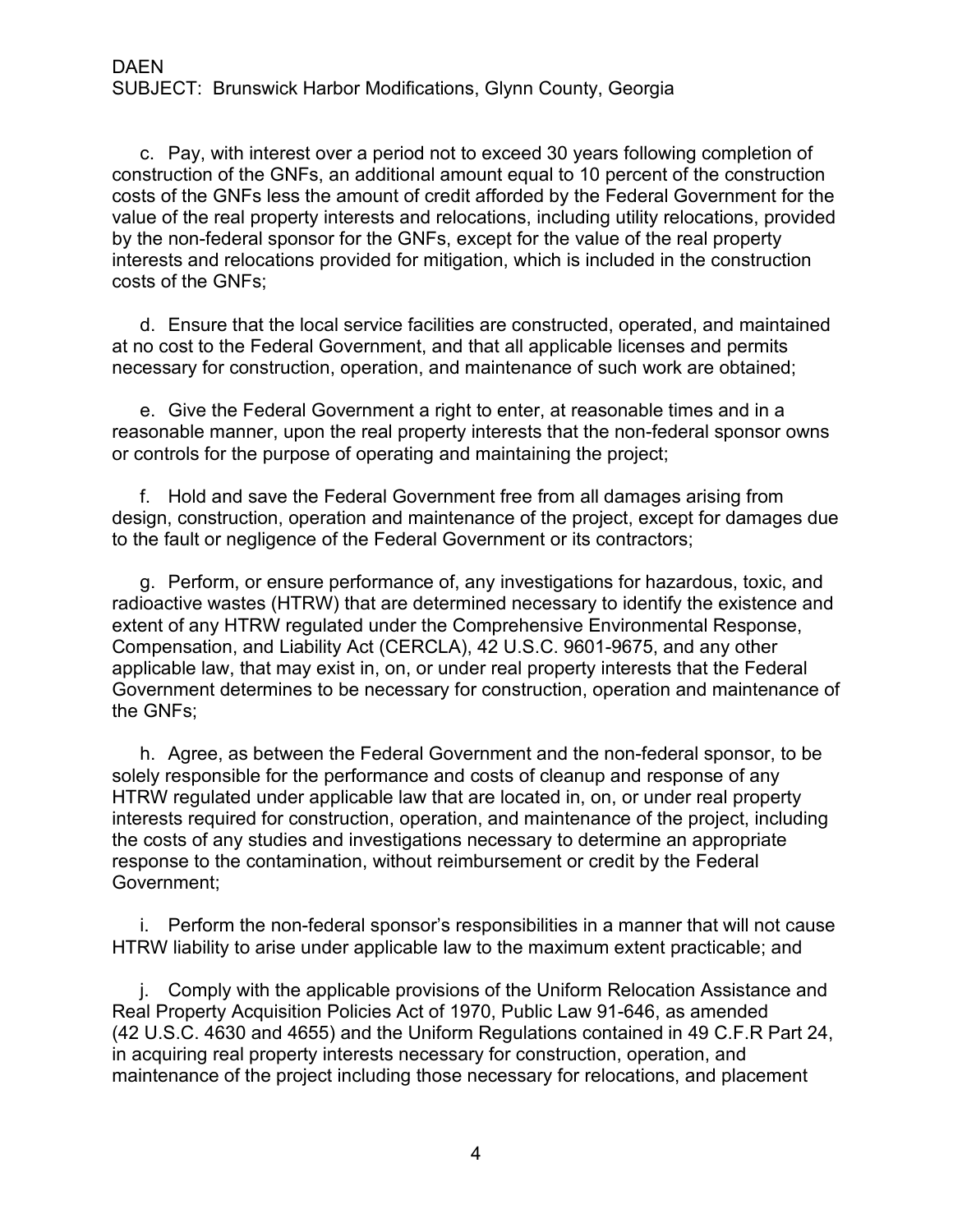c. Pay, with interest over a period not to exceed 30 years following completion of construction of the GNFs, an additional amount equal to 10 percent of the construction costs of the GNFs less the amount of credit afforded by the Federal Government for the value of the real property interests and relocations, including utility relocations, provided by the non-federal sponsor for the GNFs, except for the value of the real property interests and relocations provided for mitigation, which is included in the construction costs of the GNFs;

d. Ensure that the local service facilities are constructed, operated, and maintained at no cost to the Federal Government, and that all applicable licenses and permits necessary for construction, operation, and maintenance of such work are obtained;

e. Give the Federal Government a right to enter, at reasonable times and in a reasonable manner, upon the real property interests that the non-federal sponsor owns or controls for the purpose of operating and maintaining the project;

f. Hold and save the Federal Government free from all damages arising from design, construction, operation and maintenance of the project, except for damages due to the fault or negligence of the Federal Government or its contractors;

g. Perform, or ensure performance of, any investigations for hazardous, toxic, and radioactive wastes (HTRW) that are determined necessary to identify the existence and extent of any HTRW regulated under the Comprehensive Environmental Response, Compensation, and Liability Act (CERCLA), 42 U.S.C. 9601-9675, and any other applicable law, that may exist in, on, or under real property interests that the Federal Government determines to be necessary for construction, operation and maintenance of the GNFs;

h. Agree, as between the Federal Government and the non-federal sponsor, to be solely responsible for the performance and costs of cleanup and response of any HTRW regulated under applicable law that are located in, on, or under real property interests required for construction, operation, and maintenance of the project, including the costs of any studies and investigations necessary to determine an appropriate response to the contamination, without reimbursement or credit by the Federal Government;

i. Perform the non-federal sponsor's responsibilities in a manner that will not cause HTRW liability to arise under applicable law to the maximum extent practicable; and

j. Comply with the applicable provisions of the Uniform Relocation Assistance and Real Property Acquisition Policies Act of 1970, Public Law 91-646, as amended (42 U.S.C. 4630 and 4655) and the Uniform Regulations contained in 49 C.F.R Part 24, in acquiring real property interests necessary for construction, operation, and maintenance of the project including those necessary for relocations, and placement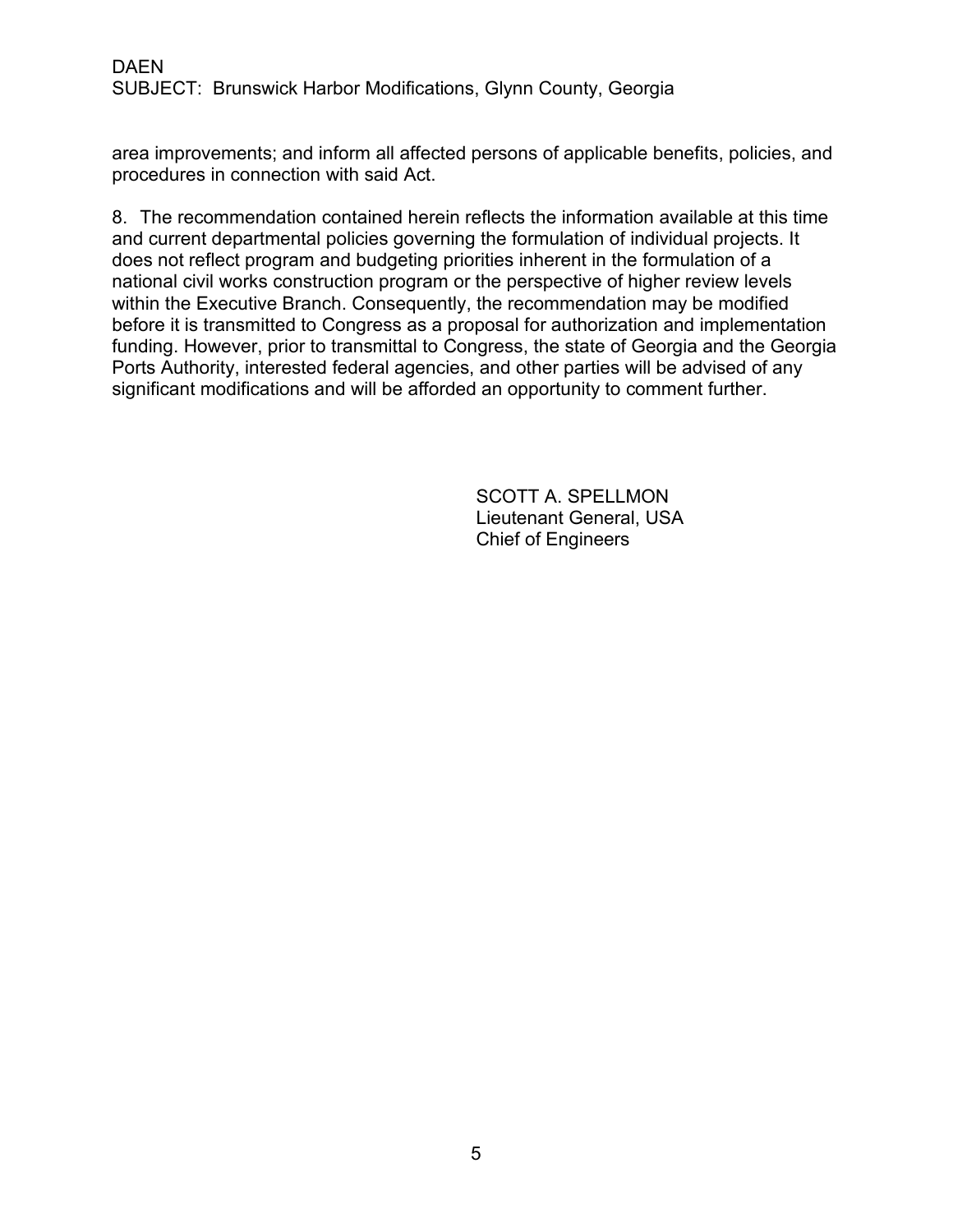area improvements; and inform all affected persons of applicable benefits, policies, and procedures in connection with said Act.

8. The recommendation contained herein reflects the information available at this time and current departmental policies governing the formulation of individual projects. It does not reflect program and budgeting priorities inherent in the formulation of a national civil works construction program or the perspective of higher review levels within the Executive Branch. Consequently, the recommendation may be modified before it is transmitted to Congress as a proposal for authorization and implementation funding. However, prior to transmittal to Congress, the state of Georgia and the Georgia Ports Authority, interested federal agencies, and other parties will be advised of any significant modifications and will be afforded an opportunity to comment further.

SCOTT A. SPELLMON
Lieutenant General, USA
Chief of Engineers